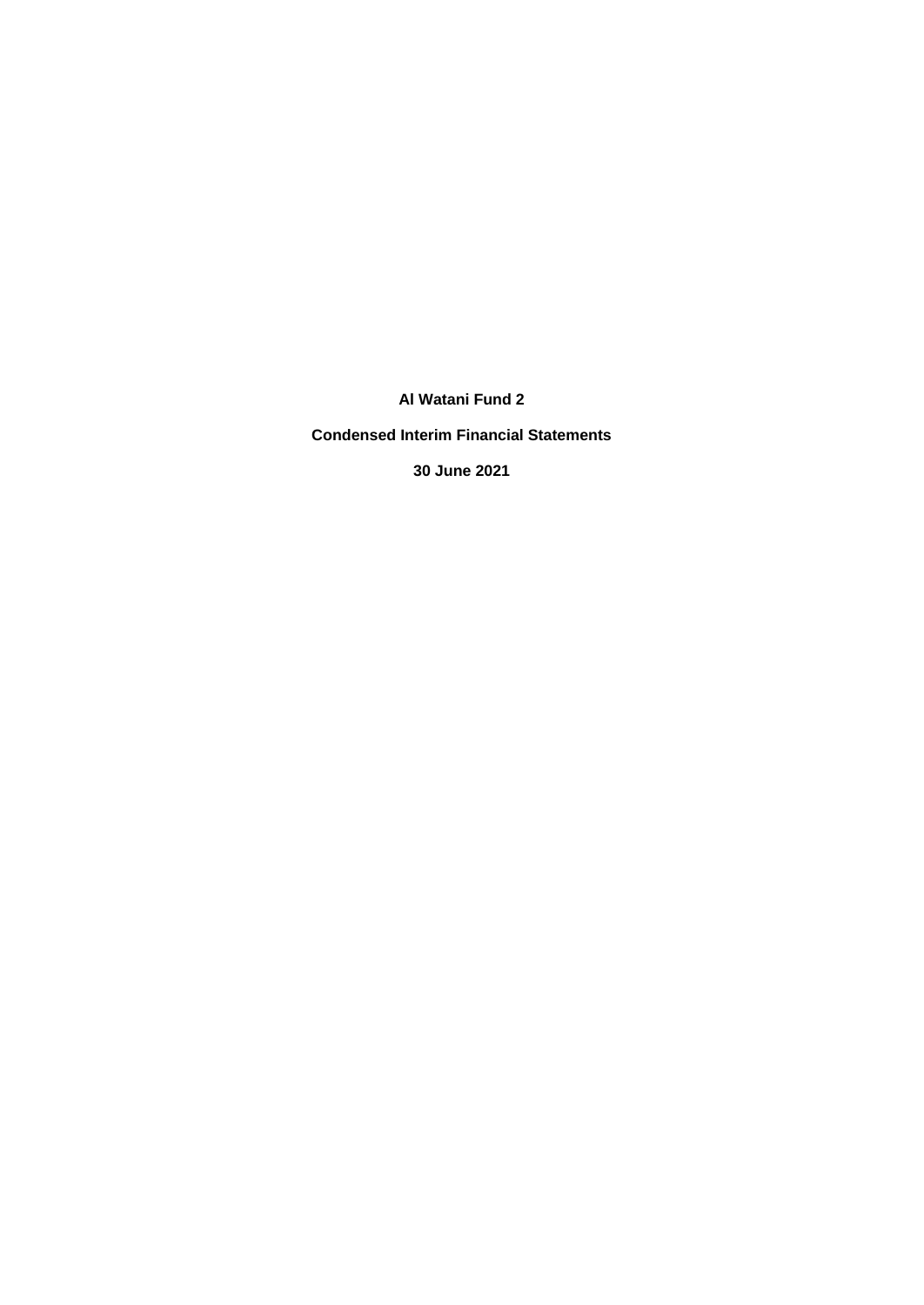# Al Watani Fund 2

## Condensed Interim Financial Statements

### 30 June 2021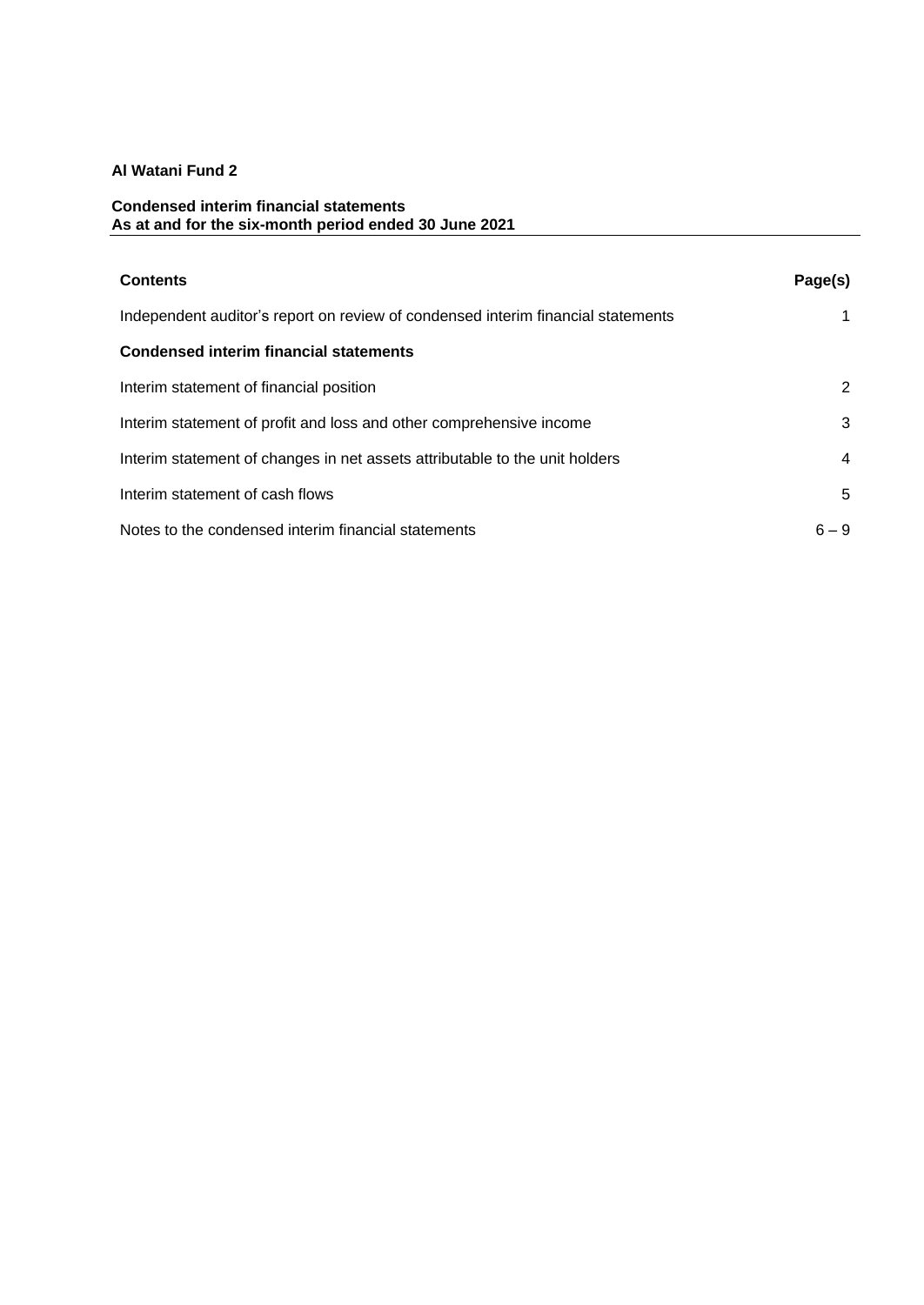**Al Watani Fund 2**

**Condensed interim financial statements**
**As at and for the six-month period ended 30 June 2021**

| **Contents** | **Page(s)** |
|---|---|
| Independent auditor's report on review of condensed interim financial statements | 1 |
| **Condensed interim financial statements** | |
| Interim statement of financial position | 2 |
| Interim statement of profit and loss and other comprehensive income | 3 |
| Interim statement of changes in net assets attributable to the unit holders | 4 |
| Interim statement of cash flows | 5 |
| Notes to the condensed interim financial statements | 6 – 9 |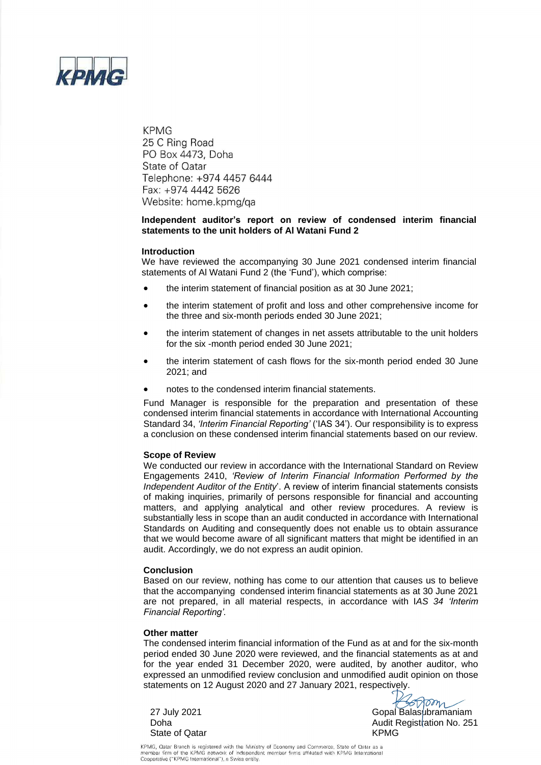KPMG

KPMG
25 C Ring Road
PO Box 4473, Doha
State of Qatar
Telephone: +974 4457 6444
Fax: +974 4442 5626
Website: home.kpmg/qa

**Independent auditor's report on review of condensed interim financial statements to the unit holders of Al Watani Fund 2**

**Introduction**

We have reviewed the accompanying 30 June 2021 condensed interim financial statements of Al Watani Fund 2 (the 'Fund'), which comprise:

- the interim statement of financial position as at 30 June 2021;
- the interim statement of profit and loss and other comprehensive income for the three and six-month periods ended 30 June 2021;
- the interim statement of changes in net assets attributable to the unit holders for the six -month period ended 30 June 2021;
- the interim statement of cash flows for the six-month period ended 30 June 2021; and
- notes to the condensed interim financial statements.

Fund Manager is responsible for the preparation and presentation of these condensed interim financial statements in accordance with International Accounting Standard 34, *'Interim Financial Reporting'* ('IAS 34'). Our responsibility is to express a conclusion on these condensed interim financial statements based on our review.

**Scope of Review**

We conducted our review in accordance with the International Standard on Review Engagements 2410, *'Review of Interim Financial Information Performed by the Independent Auditor of the Entity'*. A review of interim financial statements consists of making inquiries, primarily of persons responsible for financial and accounting matters, and applying analytical and other review procedures. A review is substantially less in scope than an audit conducted in accordance with International Standards on Auditing and consequently does not enable us to obtain assurance that we would become aware of all significant matters that might be identified in an audit. Accordingly, we do not express an audit opinion.

**Conclusion**

Based on our review, nothing has come to our attention that causes us to believe that the accompanying condensed interim financial statements as at 30 June 2021 are not prepared, in all material respects, in accordance with *IAS 34 'Interim Financial Reporting'*.

**Other matter**

The condensed interim financial information of the Fund as at and for the six-month period ended 30 June 2020 were reviewed, and the financial statements as at and for the year ended 31 December 2020, were audited, by another auditor, who expressed an unmodified review conclusion and unmodified audit opinion on those statements on 12 August 2020 and 27 January 2021, respectively.

27 July 2021
Doha
State of Qatar

Gopal Balasubramaniam
Audit Registration No. 251
KPMG

KPMG, Qatar Branch is registered with the Ministry of Economy and Commerce, State of Qatar as a member firm of the KPMG network of independent member firms affiliated with KPMG International Cooperative ("KPMG International"), a Swiss entity.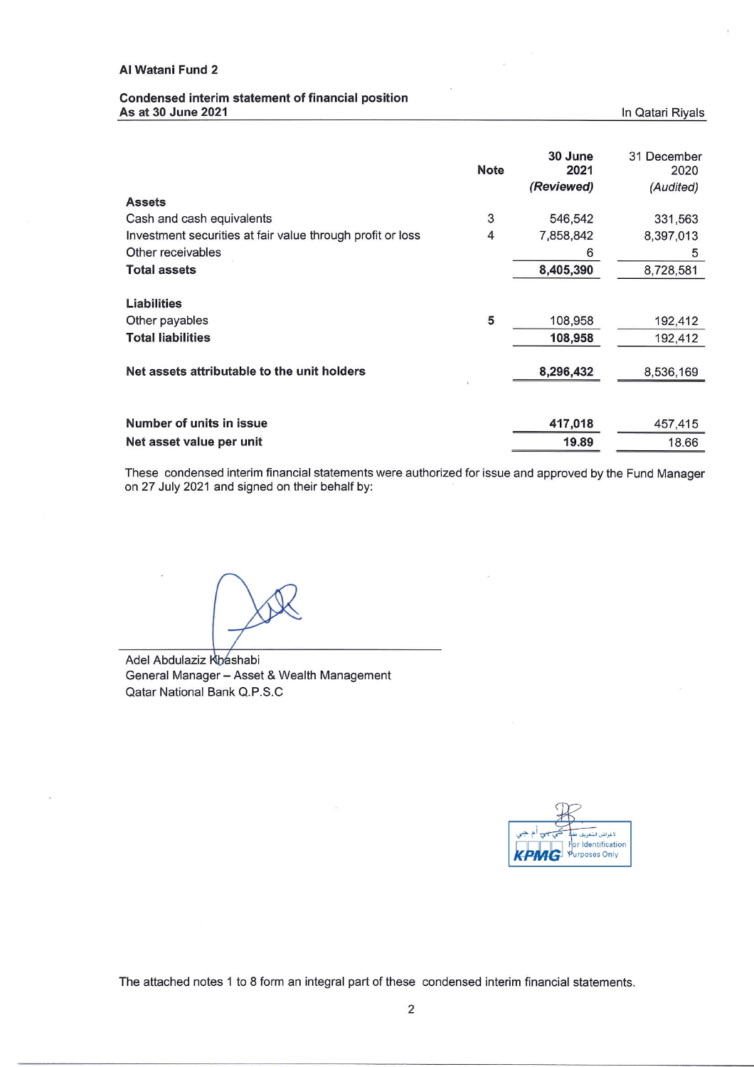**Al Watani Fund 2**

**Condensed interim statement of financial position**
**As at 30 June 2021**

In Qatari Riyals

| | Note | 30 June 2021 *(Reviewed)* | 31 December 2020 *(Audited)* |
|---|---|---|---|
| **Assets** | | | |
| Cash and cash equivalents | 3 | 546,542 | 331,563 |
| Investment securities at fair value through profit or loss | 4 | 7,858,842 | 8,397,013 |
| Other receivables | | 6 | 5 |
| **Total assets** | | **8,405,390** | 8,728,581 |
| | | | |
| **Liabilities** | | | |
| Other payables | 5 | 108,958 | 192,412 |
| **Total liabilities** | | **108,958** | 192,412 |
| | | | |
| **Net assets attributable to the unit holders** | | **8,296,432** | 8,536,169 |
| | | | |
| **Number of units in issue** | | **417,018** | 457,415 |
| **Net asset value per unit** | | **19.89** | 18.66 |

These condensed interim financial statements were authorized for issue and approved by the Fund Manager on 27 July 2021 and signed on their behalf by:

Adel Abdulaziz Khashabi
General Manager – Asset & Wealth Management
Qatar National Bank Q.P.S.C

KPMG
For Identification Purposes Only

The attached notes 1 to 8 form an integral part of these condensed interim financial statements.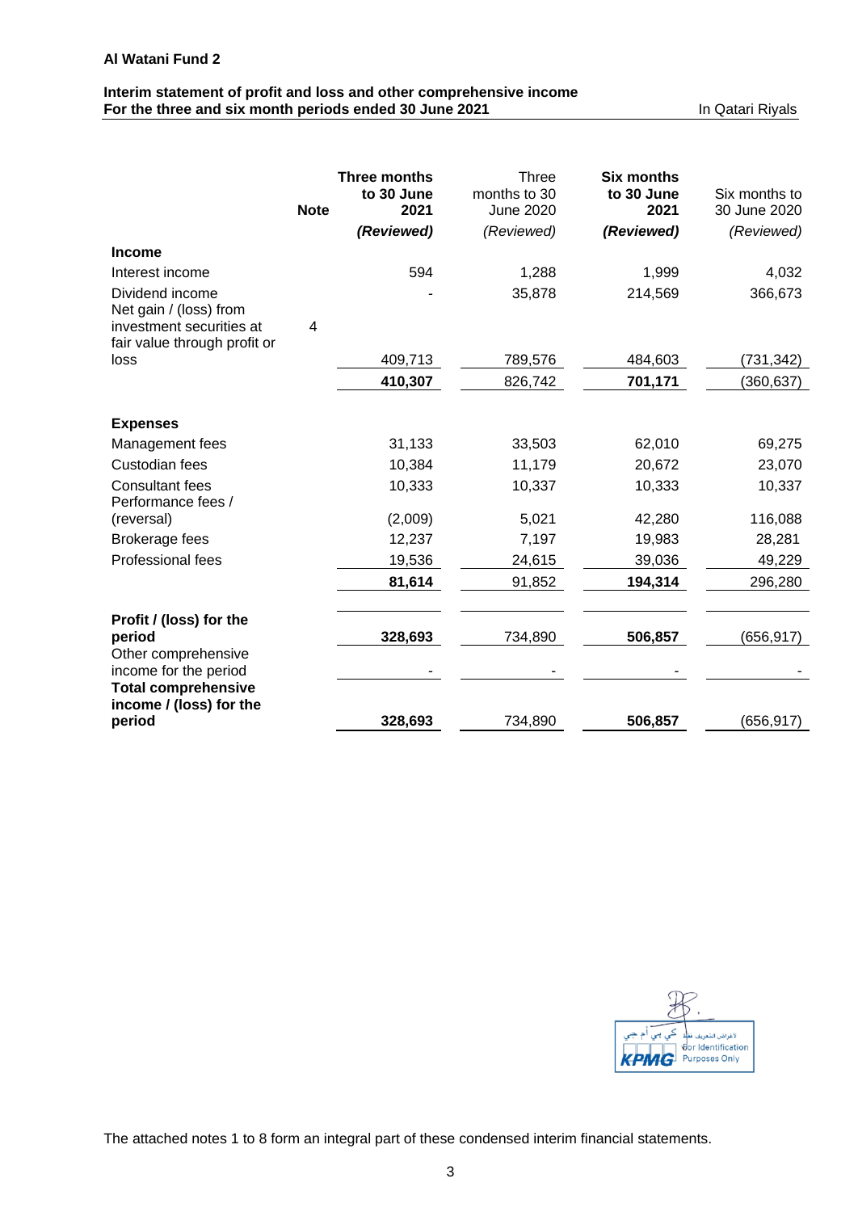**Al Watani Fund 2**

**Interim statement of profit and loss and other comprehensive income**
**For the three and six month periods ended 30 June 2021**

In Qatari Riyals

| | Note | **Three months to 30 June 2021** | Three months to 30 June 2020 | **Six months to 30 June 2021** | Six months to 30 June 2020 |
|---|---|---|---|---|---|
| | | ***(Reviewed)*** | *(Reviewed)* | ***(Reviewed)*** | *(Reviewed)* |
| **Income** | | | | | |
| Interest income | | 594 | 1,288 | 1,999 | 4,032 |
| Dividend income | | - | 35,878 | 214,569 | 366,673 |
| Net gain / (loss) from investment securities at fair value through profit or loss | 4 | 409,713 | 789,576 | 484,603 | (731,342) |
| | | **410,307** | 826,742 | **701,171** | (360,637) |
| **Expenses** | | | | | |
| Management fees | | 31,133 | 33,503 | 62,010 | 69,275 |
| Custodian fees | | 10,384 | 11,179 | 20,672 | 23,070 |
| Consultant fees | | 10,333 | 10,337 | 10,333 | 10,337 |
| Performance fees / (reversal) | | (2,009) | 5,021 | 42,280 | 116,088 |
| Brokerage fees | | 12,237 | 7,197 | 19,983 | 28,281 |
| Professional fees | | 19,536 | 24,615 | 39,036 | 49,229 |
| | | **81,614** | 91,852 | **194,314** | 296,280 |
| **Profit / (loss) for the period** | | **328,693** | 734,890 | **506,857** | (656,917) |
| Other comprehensive income for the period | | - | - | - | - |
| **Total comprehensive income / (loss) for the period** | | **328,693** | 734,890 | **506,857** | (656,917) |

The attached notes 1 to 8 form an integral part of these condensed interim financial statements.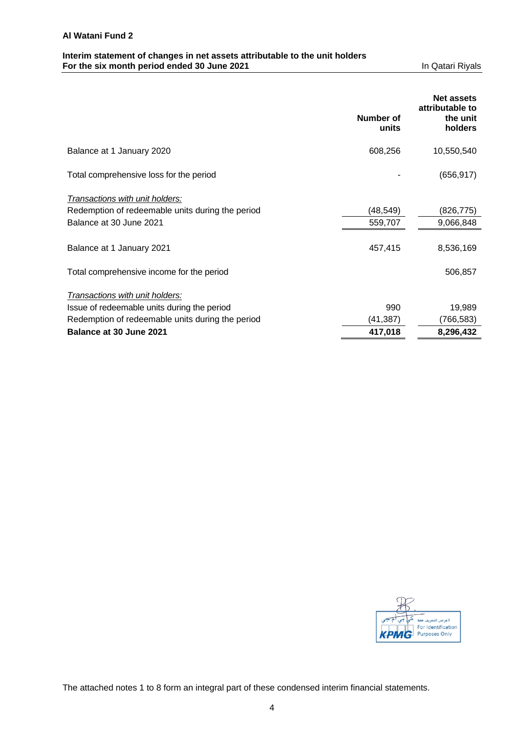**Al Watani Fund 2**

**Interim statement of changes in net assets attributable to the unit holders**
**For the six month period ended 30 June 2021** In Qatari Riyals

| | Number of units | Net assets attributable to the unit holders |
|---|---|---|
| Balance at 1 January 2020 | 608,256 | 10,550,540 |
| Total comprehensive loss for the period | - | (656,917) |
| *Transactions with unit holders:* | | |
| Redemption of redeemable units during the period | (48,549) | (826,775) |
| Balance at 30 June 2021 | 559,707 | 9,066,848 |
| Balance at 1 January 2021 | 457,415 | 8,536,169 |
| Total comprehensive income for the period | | 506,857 |
| *Transactions with unit holders:* | | |
| Issue of redeemable units during the period | 990 | 19,989 |
| Redemption of redeemable units during the period | (41,387) | (766,583) |
| **Balance at 30 June 2021** | **417,018** | **8,296,432** |

The attached notes 1 to 8 form an integral part of these condensed interim financial statements.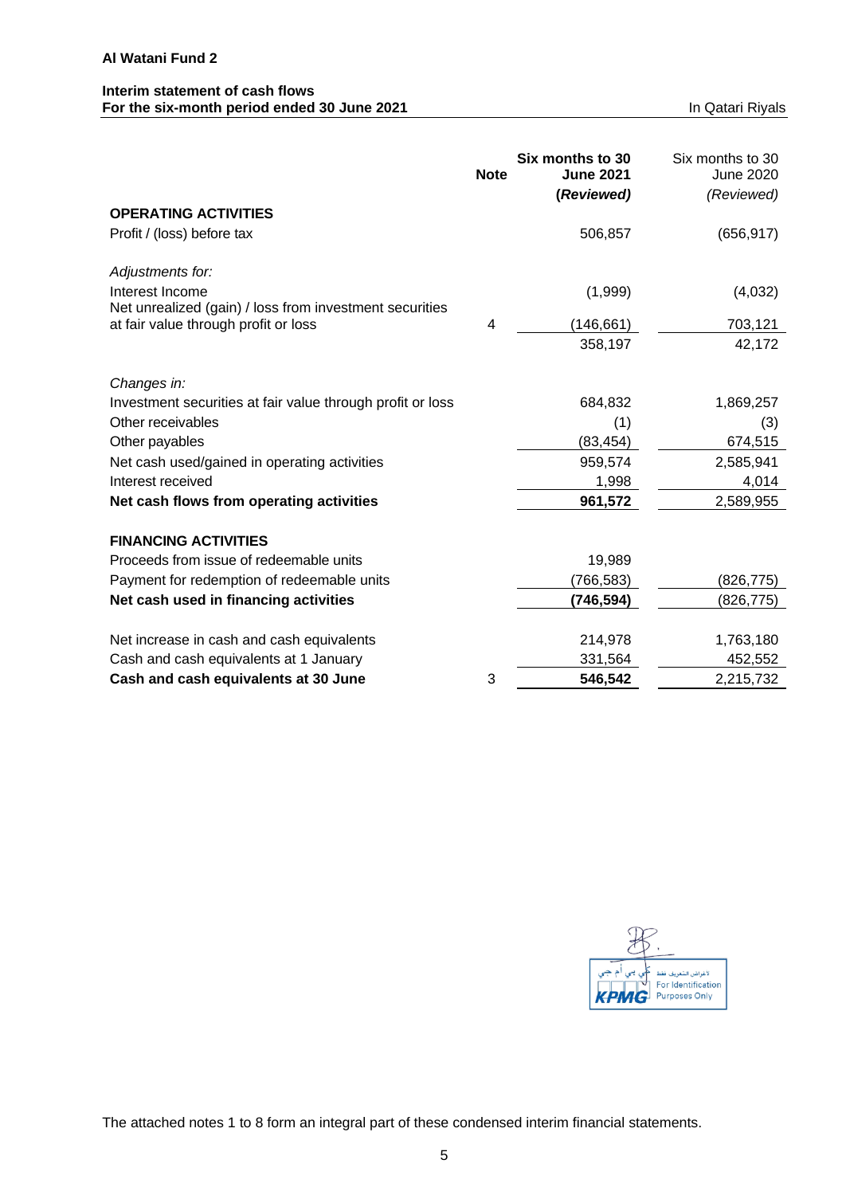**Al Watani Fund 2**

**Interim statement of cash flows**
**For the six-month period ended 30 June 2021**

In Qatari Riyals

| | **Note** | **Six months to 30 June 2021 (Reviewed)** | Six months to 30 June 2020 *(Reviewed)* |
|---|---|---|---|
| **OPERATING ACTIVITIES** | | | |
| Profit / (loss) before tax | | 506,857 | (656,917) |
| *Adjustments for:* | | | |
| Interest Income | | (1,999) | (4,032) |
| Net unrealized (gain) / loss from investment securities at fair value through profit or loss | 4 | (146,661) | 703,121 |
| | | 358,197 | 42,172 |
| *Changes in:* | | | |
| Investment securities at fair value through profit or loss | | 684,832 | 1,869,257 |
| Other receivables | | (1) | (3) |
| Other payables | | (83,454) | 674,515 |
| Net cash used/gained in operating activities | | 959,574 | 2,585,941 |
| Interest received | | 1,998 | 4,014 |
| **Net cash flows from operating activities** | | **961,572** | 2,589,955 |
| **FINANCING ACTIVITIES** | | | |
| Proceeds from issue of redeemable units | | 19,989 | |
| Payment for redemption of redeemable units | | (766,583) | (826,775) |
| **Net cash used in financing activities** | | **(746,594)** | (826,775) |
| Net increase in cash and cash equivalents | | 214,978 | 1,763,180 |
| Cash and cash equivalents at 1 January | | 331,564 | 452,552 |
| **Cash and cash equivalents at 30 June** | 3 | **546,542** | 2,215,732 |

لأغراض التعريف فقط
For Identification Purposes Only
KPMG كي بي أم جي

The attached notes 1 to 8 form an integral part of these condensed interim financial statements.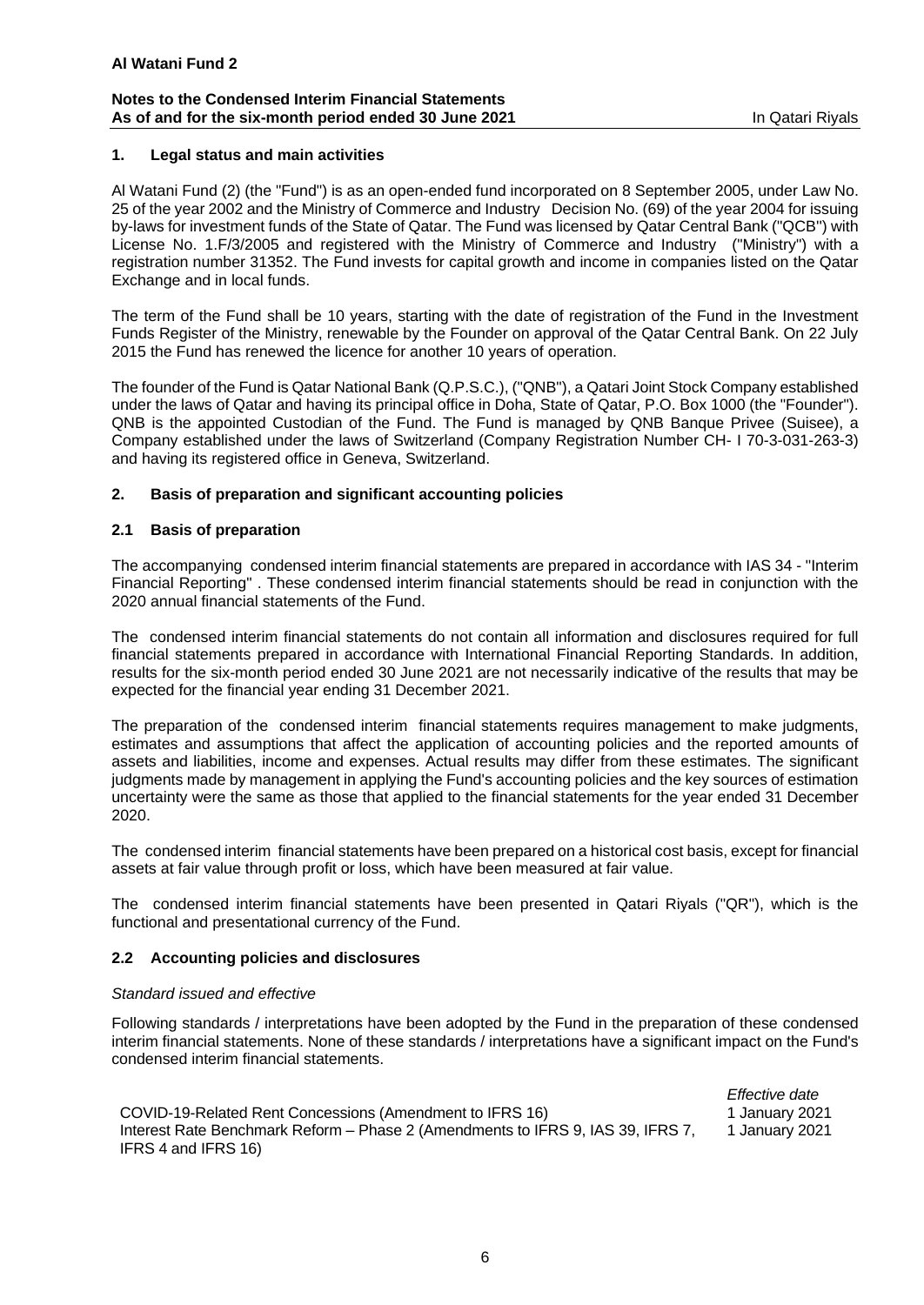**Al Watani Fund 2**

**Notes to the Condensed Interim Financial Statements**
**As of and for the six-month period ended 30 June 2021** In Qatari Riyals

## 1. Legal status and main activities

Al Watani Fund (2) (the "Fund") is as an open-ended fund incorporated on 8 September 2005, under Law No. 25 of the year 2002 and the Ministry of Commerce and Industry Decision No. (69) of the year 2004 for issuing by-laws for investment funds of the State of Qatar. The Fund was licensed by Qatar Central Bank ("QCB") with License No. 1.F/3/2005 and registered with the Ministry of Commerce and Industry ("Ministry") with a registration number 31352. The Fund invests for capital growth and income in companies listed on the Qatar Exchange and in local funds.

The term of the Fund shall be 10 years, starting with the date of registration of the Fund in the Investment Funds Register of the Ministry, renewable by the Founder on approval of the Qatar Central Bank. On 22 July 2015 the Fund has renewed the licence for another 10 years of operation.

The founder of the Fund is Qatar National Bank (Q.P.S.C.), ("QNB"), a Qatari Joint Stock Company established under the laws of Qatar and having its principal office in Doha, State of Qatar, P.O. Box 1000 (the "Founder"). QNB is the appointed Custodian of the Fund. The Fund is managed by QNB Banque Privee (Suisee), a Company established under the laws of Switzerland (Company Registration Number CH- I 70-3-031-263-3) and having its registered office in Geneva, Switzerland.

## 2. Basis of preparation and significant accounting policies

### 2.1 Basis of preparation

The accompanying condensed interim financial statements are prepared in accordance with IAS 34 - "Interim Financial Reporting" . These condensed interim financial statements should be read in conjunction with the 2020 annual financial statements of the Fund.

The condensed interim financial statements do not contain all information and disclosures required for full financial statements prepared in accordance with International Financial Reporting Standards. In addition, results for the six-month period ended 30 June 2021 are not necessarily indicative of the results that may be expected for the financial year ending 31 December 2021.

The preparation of the condensed interim financial statements requires management to make judgments, estimates and assumptions that affect the application of accounting policies and the reported amounts of assets and liabilities, income and expenses. Actual results may differ from these estimates. The significant judgments made by management in applying the Fund's accounting policies and the key sources of estimation uncertainty were the same as those that applied to the financial statements for the year ended 31 December 2020.

The condensed interim financial statements have been prepared on a historical cost basis, except for financial assets at fair value through profit or loss, which have been measured at fair value.

The condensed interim financial statements have been presented in Qatari Riyals ("QR"), which is the functional and presentational currency of the Fund.

### 2.2 Accounting policies and disclosures

*Standard issued and effective*

Following standards / interpretations have been adopted by the Fund in the preparation of these condensed interim financial statements. None of these standards / interpretations have a significant impact on the Fund's condensed interim financial statements.

| | *Effective date* |
|---|---|
| COVID-19-Related Rent Concessions (Amendment to IFRS 16) | 1 January 2021 |
| Interest Rate Benchmark Reform – Phase 2 (Amendments to IFRS 9, IAS 39, IFRS 7, IFRS 4 and IFRS 16) | 1 January 2021 |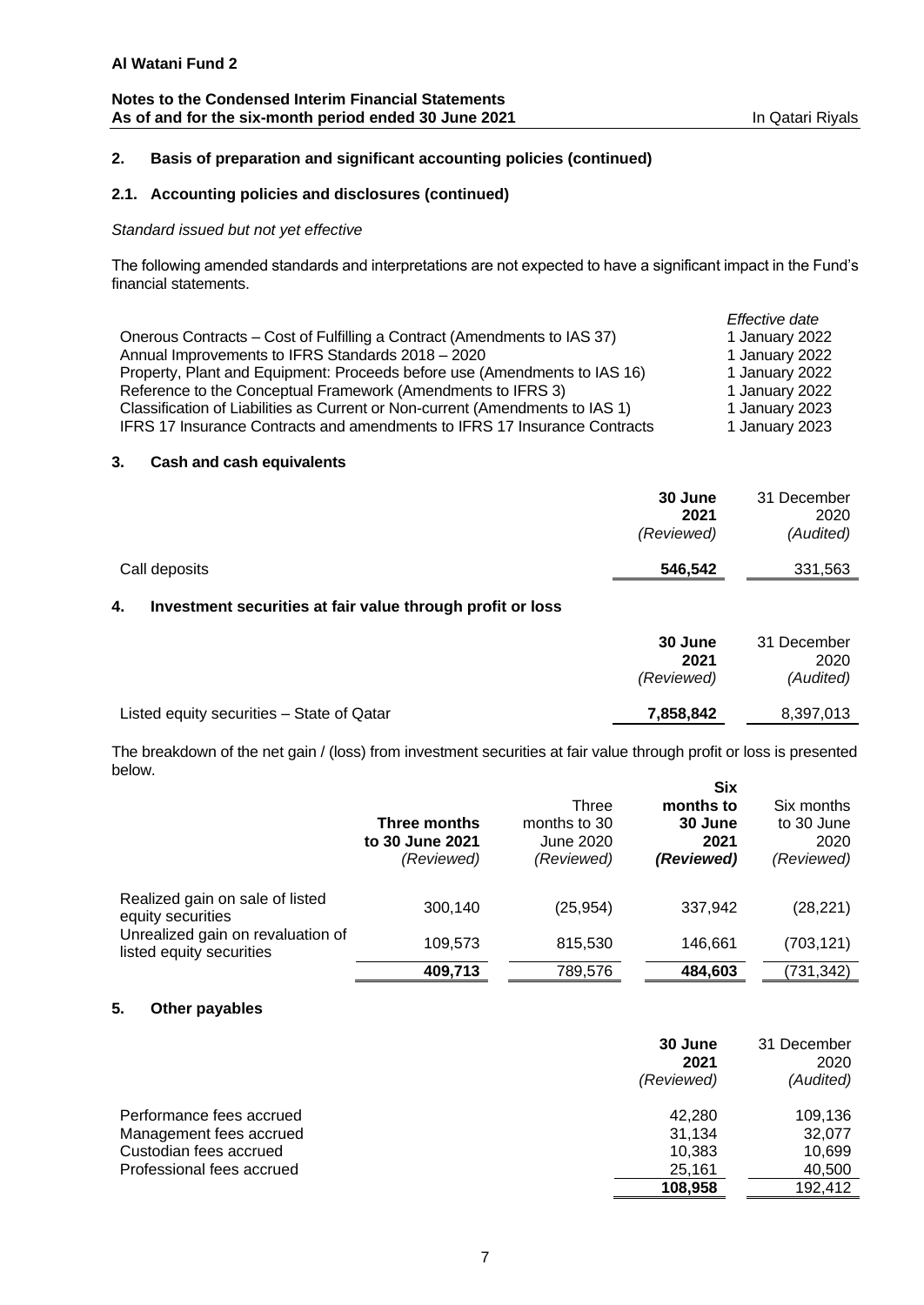## 2. Basis of preparation and significant accounting policies (continued)

### 2.1. Accounting policies and disclosures (continued)

*Standard issued but not yet effective*

The following amended standards and interpretations are not expected to have a significant impact in the Fund's financial statements.

| | *Effective date* |
|---|---|
| Onerous Contracts – Cost of Fulfilling a Contract (Amendments to IAS 37) | 1 January 2022 |
| Annual Improvements to IFRS Standards 2018 – 2020 | 1 January 2022 |
| Property, Plant and Equipment: Proceeds before use (Amendments to IAS 16) | 1 January 2022 |
| Reference to the Conceptual Framework (Amendments to IFRS 3) | 1 January 2022 |
| Classification of Liabilities as Current or Non-current (Amendments to IAS 1) | 1 January 2023 |
| IFRS 17 Insurance Contracts and amendments to IFRS 17 Insurance Contracts | 1 January 2023 |

## 3. Cash and cash equivalents

| | **30 June 2021** *(Reviewed)* | 31 December 2020 *(Audited)* |
|---|---|---|
| Call deposits | **546,542** | 331,563 |

## 4. Investment securities at fair value through profit or loss

| | **30 June 2021** *(Reviewed)* | 31 December 2020 *(Audited)* |
|---|---|---|
| Listed equity securities – State of Qatar | **7,858,842** | 8,397,013 |

The breakdown of the net gain / (loss) from investment securities at fair value through profit or loss is presented below.

| | **Three months to 30 June 2021** *(Reviewed)* | Three months to 30 June 2020 *(Reviewed)* | **Six months to 30 June 2021** ***(Reviewed)*** | Six months to 30 June 2020 *(Reviewed)* |
|---|---|---|---|---|
| Realized gain on sale of listed equity securities | 300,140 | (25,954) | 337,942 | (28,221) |
| Unrealized gain on revaluation of listed equity securities | 109,573 | 815,530 | 146,661 | (703,121) |
| | **409,713** | 789,576 | **484,603** | (731,342) |

## 5. Other payables

| | **30 June 2021** *(Reviewed)* | 31 December 2020 *(Audited)* |
|---|---|---|
| Performance fees accrued | 42,280 | 109,136 |
| Management fees accrued | 31,134 | 32,077 |
| Custodian fees accrued | 10,383 | 10,699 |
| Professional fees accrued | 25,161 | 40,500 |
| | **108,958** | 192,412 |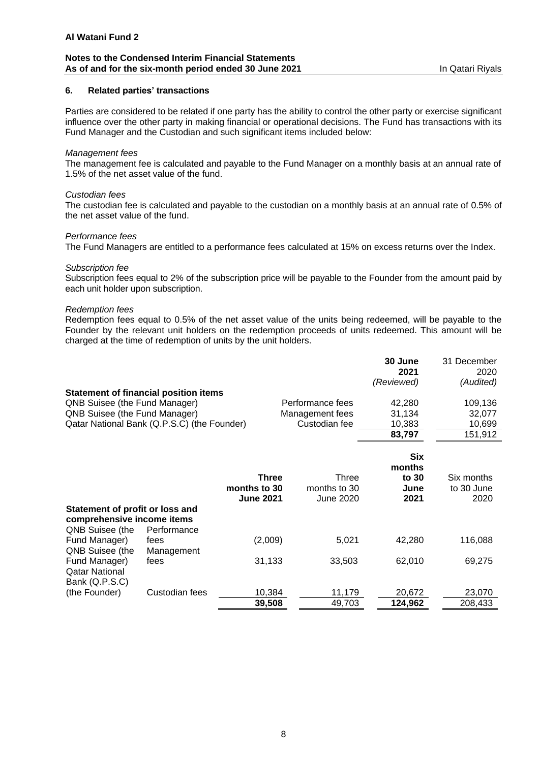**Al Watani Fund 2**

**Notes to the Condensed Interim Financial Statements**
**As of and for the six-month period ended 30 June 2021** In Qatari Riyals

### 6. Related parties' transactions

Parties are considered to be related if one party has the ability to control the other party or exercise significant influence over the other party in making financial or operational decisions. The Fund has transactions with its Fund Manager and the Custodian and such significant items included below:

*Management fees*
The management fee is calculated and payable to the Fund Manager on a monthly basis at an annual rate of 1.5% of the net asset value of the fund.

*Custodian fees*
The custodian fee is calculated and payable to the custodian on a monthly basis at an annual rate of 0.5% of the net asset value of the fund.

*Performance fees*
The Fund Managers are entitled to a performance fees calculated at 15% on excess returns over the Index.

*Subscription fee*
Subscription fees equal to 2% of the subscription price will be payable to the Founder from the amount paid by each unit holder upon subscription.

*Redemption fees*
Redemption fees equal to 0.5% of the net asset value of the units being redeemed, will be payable to the Founder by the relevant unit holders on the redemption proceeds of units redeemed. This amount will be charged at the time of redemption of units by the unit holders.

| | | **30 June 2021** *(Reviewed)* | 31 December 2020 *(Audited)* |
|---|---|---|---|
| **Statement of financial position items** | | | |
| QNB Suisee (the Fund Manager) | Performance fees | 42,280 | 109,136 |
| QNB Suisee (the Fund Manager) | Management fees | 31,134 | 32,077 |
| Qatar National Bank (Q.P.S.C) (the Founder) | Custodian fee | 10,383 | 10,699 |
| | | **83,797** | 151,912 |

| | | **Three months to 30 June 2021** | Three months to 30 June 2020 | **Six months to 30 June 2021** | Six months to 30 June 2020 |
|---|---|---|---|---|---|
| **Statement of profit or loss and comprehensive income items** | | | | | |
| QNB Suisee (the Fund Manager) | Performance fees | (2,009) | 5,021 | 42,280 | 116,088 |
| QNB Suisee (the Fund Manager) | Management fees | 31,133 | 33,503 | 62,010 | 69,275 |
| Qatar National Bank (Q.P.S.C) (the Founder) | Custodian fees | 10,384 | 11,179 | 20,672 | 23,070 |
| | | **39,508** | 49,703 | **124,962** | 208,433 |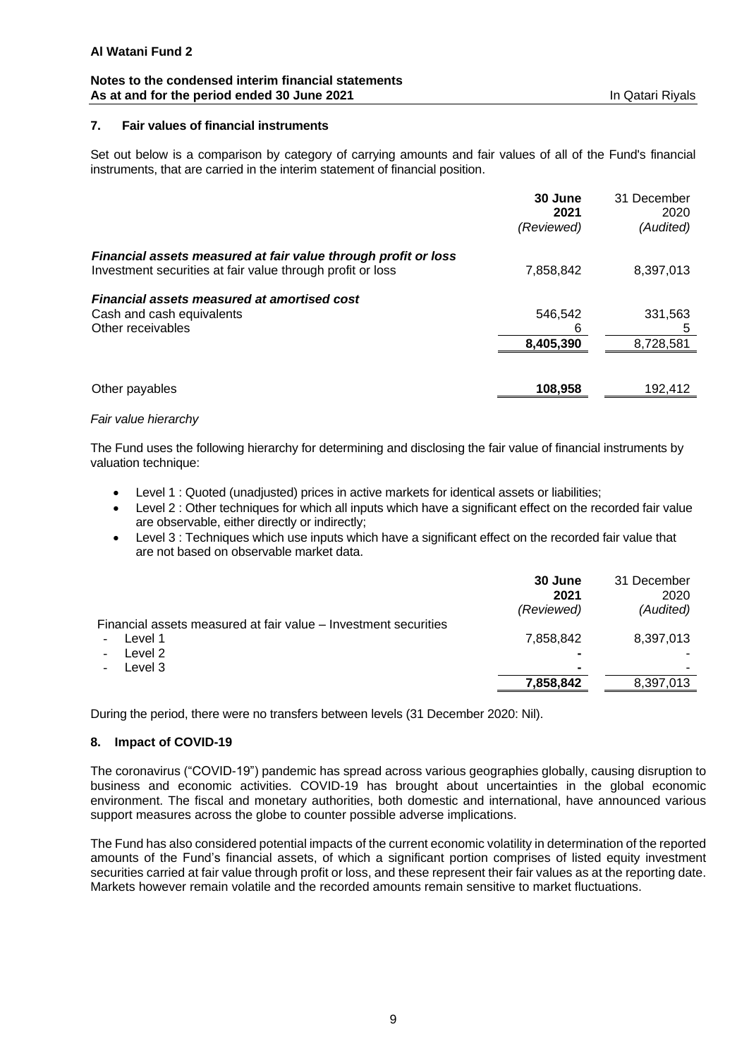**Al Watani Fund 2**

**Notes to the condensed interim financial statements**
**As at and for the period ended 30 June 2021** In Qatari Riyals

## 7. Fair values of financial instruments

Set out below is a comparison by category of carrying amounts and fair values of all of the Fund's financial instruments, that are carried in the interim statement of financial position.

| | **30 June 2021** *(Reviewed)* | 31 December 2020 *(Audited)* |
|---|---|---|
| ***Financial assets measured at fair value through profit or loss*** | | |
| Investment securities at fair value through profit or loss | 7,858,842 | 8,397,013 |
| ***Financial assets measured at amortised cost*** | | |
| Cash and cash equivalents | 546,542 | 331,563 |
| Other receivables | 6 | 5 |
| | **8,405,390** | 8,728,581 |
| Other payables | **108,958** | 192,412 |

*Fair value hierarchy*

The Fund uses the following hierarchy for determining and disclosing the fair value of financial instruments by valuation technique:

- Level 1 : Quoted (unadjusted) prices in active markets for identical assets or liabilities;
- Level 2 : Other techniques for which all inputs which have a significant effect on the recorded fair value are observable, either directly or indirectly;
- Level 3 : Techniques which use inputs which have a significant effect on the recorded fair value that are not based on observable market data.

| | **30 June 2021** *(Reviewed)* | 31 December 2020 *(Audited)* |
|---|---|---|
| Financial assets measured at fair value – Investment securities | | |
| - Level 1 | 7,858,842 | 8,397,013 |
| - Level 2 | **-** | - |
| - Level 3 | **-** | - |
| | **7,858,842** | 8,397,013 |

During the period, there were no transfers between levels (31 December 2020: Nil).

## 8. Impact of COVID-19

The coronavirus ("COVID-19") pandemic has spread across various geographies globally, causing disruption to business and economic activities. COVID-19 has brought about uncertainties in the global economic environment. The fiscal and monetary authorities, both domestic and international, have announced various support measures across the globe to counter possible adverse implications.

The Fund has also considered potential impacts of the current economic volatility in determination of the reported amounts of the Fund's financial assets, of which a significant portion comprises of listed equity investment securities carried at fair value through profit or loss, and these represent their fair values as at the reporting date. Markets however remain volatile and the recorded amounts remain sensitive to market fluctuations.